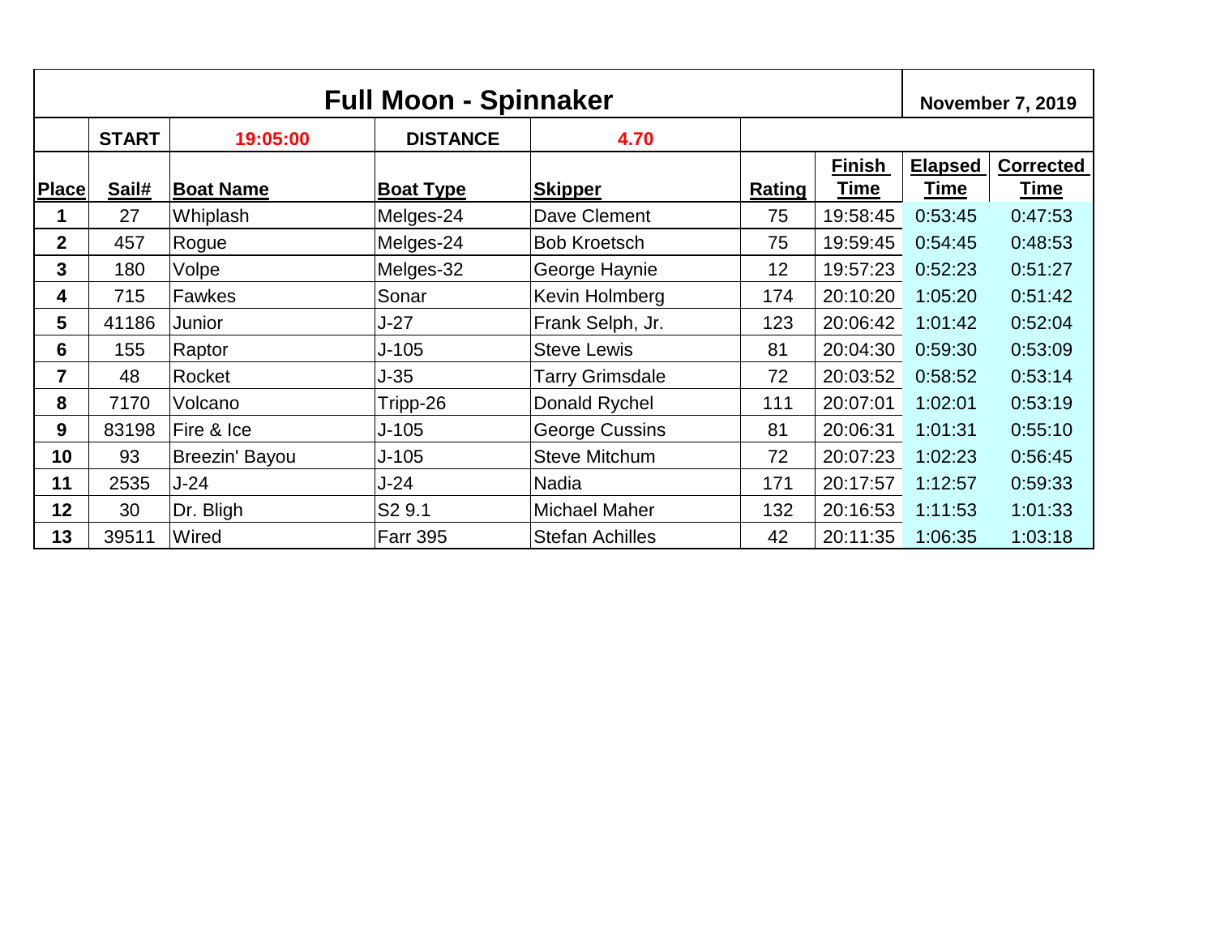# Full Moon - Spinnaker

**November 7, 2019**

| | **START** | **19:05:00** | **DISTANCE** | **4.70** | | | | |
|---|---|---|---|---|---|---|---|---|
| **Place** | **Sail#** | **Boat Name** | **Boat Type** | **Skipper** | **Rating** | **Finish Time** | **Elapsed Time** | **Corrected Time** |
| **1** | 27 | Whiplash | Melges-24 | Dave Clement | 75 | 19:58:45 | 0:53:45 | 0:47:53 |
| **2** | 457 | Rogue | Melges-24 | Bob Kroetsch | 75 | 19:59:45 | 0:54:45 | 0:48:53 |
| **3** | 180 | Volpe | Melges-32 | George Haynie | 12 | 19:57:23 | 0:52:23 | 0:51:27 |
| **4** | 715 | Fawkes | Sonar | Kevin Holmberg | 174 | 20:10:20 | 1:05:20 | 0:51:42 |
| **5** | 41186 | Junior | J-27 | Frank Selph, Jr. | 123 | 20:06:42 | 1:01:42 | 0:52:04 |
| **6** | 155 | Raptor | J-105 | Steve Lewis | 81 | 20:04:30 | 0:59:30 | 0:53:09 |
| **7** | 48 | Rocket | J-35 | Tarry Grimsdale | 72 | 20:03:52 | 0:58:52 | 0:53:14 |
| **8** | 7170 | Volcano | Tripp-26 | Donald Rychel | 111 | 20:07:01 | 1:02:01 | 0:53:19 |
| **9** | 83198 | Fire & Ice | J-105 | George Cussins | 81 | 20:06:31 | 1:01:31 | 0:55:10 |
| **10** | 93 | Breezin' Bayou | J-105 | Steve Mitchum | 72 | 20:07:23 | 1:02:23 | 0:56:45 |
| **11** | 2535 | J-24 | J-24 | Nadia | 171 | 20:17:57 | 1:12:57 | 0:59:33 |
| **12** | 30 | Dr. Bligh | S2 9.1 | Michael Maher | 132 | 20:16:53 | 1:11:53 | 1:01:33 |
| **13** | 39511 | Wired | Farr 395 | Stefan Achilles | 42 | 20:11:35 | 1:06:35 | 1:03:18 |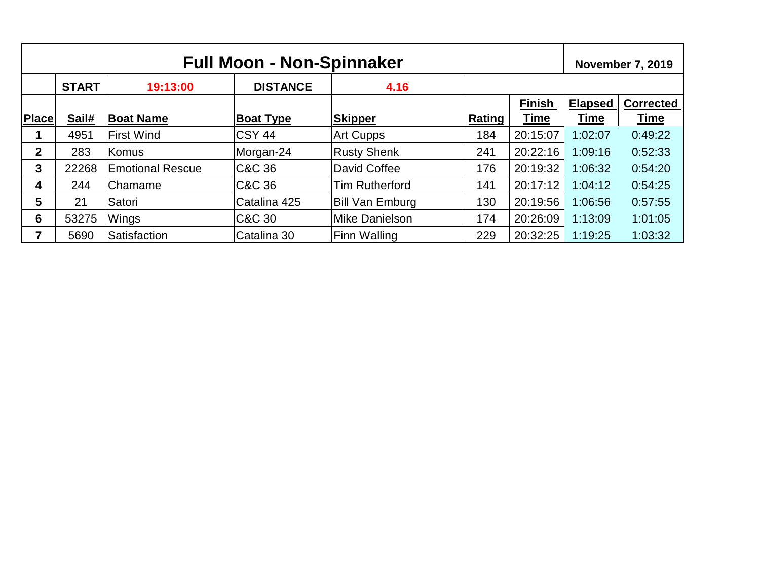# Full Moon - Non-Spinnaker

**November 7, 2019**

| | START | 19:13:00 | DISTANCE | 4.16 | | | | |
|---|---|---|---|---|---|---|---|---|
| **Place** | **Sail#** | **Boat Name** | **Boat Type** | **Skipper** | **Rating** | **Finish Time** | **Elapsed Time** | **Corrected Time** |
| **1** | 4951 | First Wind | CSY 44 | Art Cupps | 184 | 20:15:07 | 1:02:07 | 0:49:22 |
| **2** | 283 | Komus | Morgan-24 | Rusty Shenk | 241 | 20:22:16 | 1:09:16 | 0:52:33 |
| **3** | 22268 | Emotional Rescue | C&C 36 | David Coffee | 176 | 20:19:32 | 1:06:32 | 0:54:20 |
| **4** | 244 | Chamame | C&C 36 | Tim Rutherford | 141 | 20:17:12 | 1:04:12 | 0:54:25 |
| **5** | 21 | Satori | Catalina 425 | Bill Van Emburg | 130 | 20:19:56 | 1:06:56 | 0:57:55 |
| **6** | 53275 | Wings | C&C 30 | Mike Danielson | 174 | 20:26:09 | 1:13:09 | 1:01:05 |
| **7** | 5690 | Satisfaction | Catalina 30 | Finn Walling | 229 | 20:32:25 | 1:19:25 | 1:03:32 |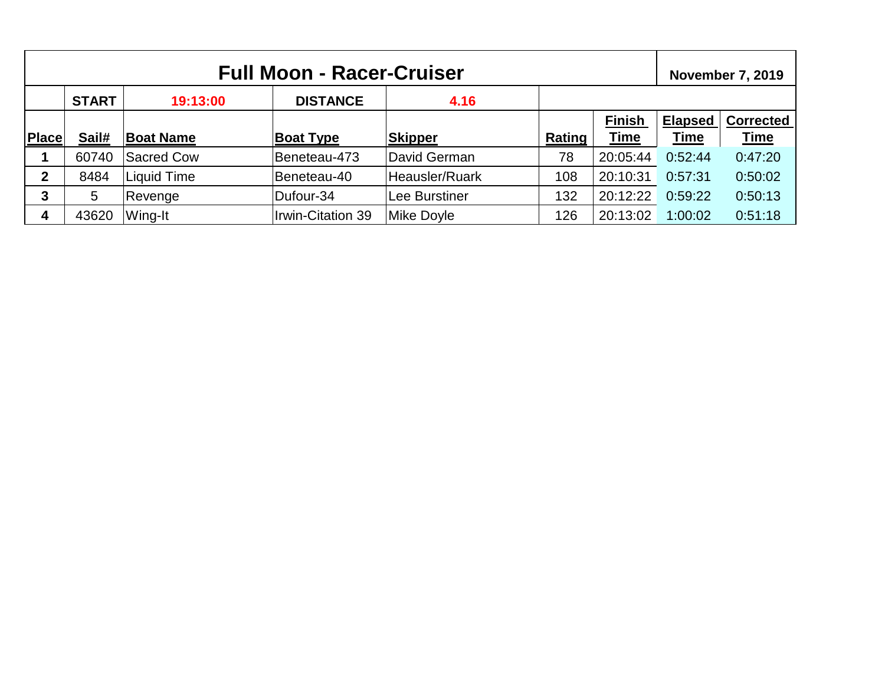## Full Moon - Racer-Cruiser

**November 7, 2019**

| | **START** | **19:13:00** | **DISTANCE** | **4.16** | | | | |
|---|---|---|---|---|---|---|---|---|
| **Place** | **Sail#** | **Boat Name** | **Boat Type** | **Skipper** | **Rating** | **Finish Time** | **Elapsed Time** | **Corrected Time** |
| **1** | 60740 | Sacred Cow | Beneteau-473 | David German | 78 | 20:05:44 | 0:52:44 | 0:47:20 |
| **2** | 8484 | Liquid Time | Beneteau-40 | Heausler/Ruark | 108 | 20:10:31 | 0:57:31 | 0:50:02 |
| **3** | 5 | Revenge | Dufour-34 | Lee Burstiner | 132 | 20:12:22 | 0:59:22 | 0:50:13 |
| **4** | 43620 | Wing-It | Irwin-Citation 39 | Mike Doyle | 126 | 20:13:02 | 1:00:02 | 0:51:18 |